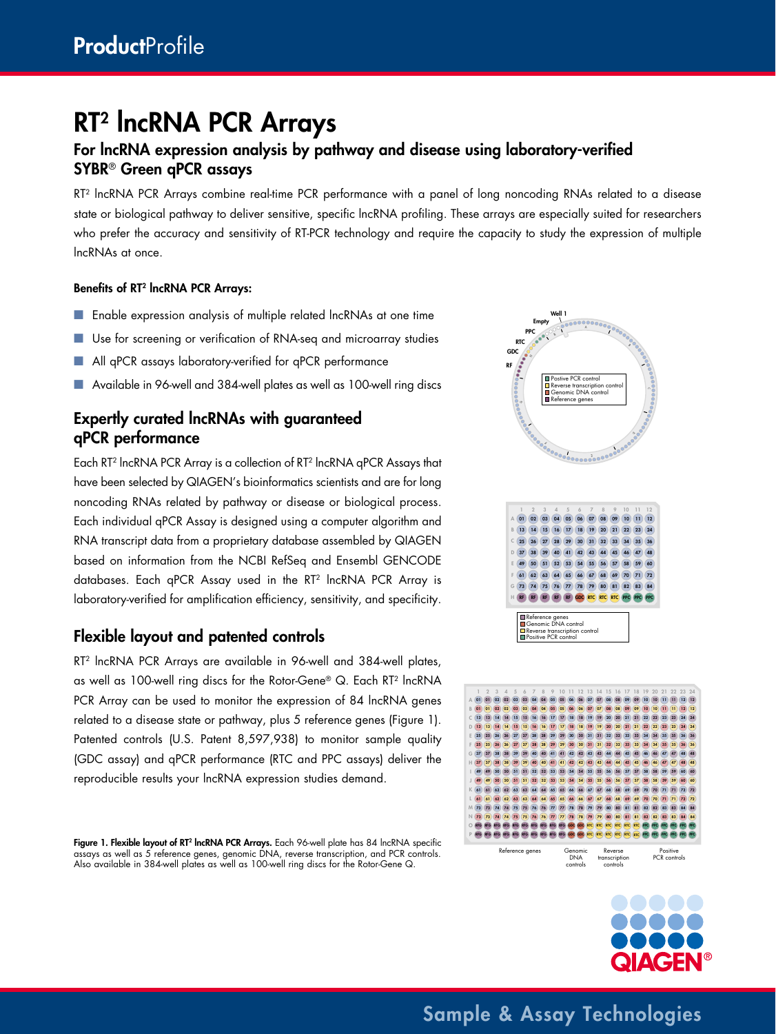# RT² lncRNA PCR Arrays

## For lncRNA expression analysis by pathway and disease using laboratory-verified SYBR® Green qPCR assays

RT² lncRNA PCR Arrays combine real-time PCR performance with a panel of long noncoding RNAs related to a disease state or biological pathway to deliver sensitive, specific lncRNA profiling. These arrays are especially suited for researchers who prefer the accuracy and sensitivity of RT-PCR technology and require the capacity to study the expression of multiple lncRNAs at once.

**Benefits of RT² lncRNA PCR Arrays:**

- Enable expression analysis of multiple related lncRNAs at one time
- Use for screening or verification of RNA-seq and microarray studies
- All qPCR assays laboratory-verified for qPCR performance
- Available in 96-well and 384-well plates as well as 100-well ring discs

## Expertly curated lncRNAs with guaranteed qPCR performance

Each RT² lncRNA PCR Array is a collection of RT² lncRNA qPCR Assays that have been selected by QIAGEN's bioinformatics scientists and are for long noncoding RNAs related by pathway or disease or biological process. Each individual qPCR Assay is designed using a computer algorithm and RNA transcript data from a proprietary database assembled by QIAGEN based on information from the NCBI RefSeq and Ensembl GENCODE databases. Each qPCR Assay used in the RT² lncRNA PCR Array is laboratory-verified for amplification efficiency, sensitivity, and specificity.

## Flexible layout and patented controls

RT² lncRNA PCR Arrays are available in 96-well and 384-well plates, as well as 100-well ring discs for the Rotor-Gene® Q. Each RT² lncRNA PCR Array can be used to monitor the expression of 84 lncRNA genes related to a disease state or pathway, plus 5 reference genes (Figure 1). Patented controls (U.S. Patent 8,597,938) to monitor sample quality (GDC assay) and qPCR performance (RTC and PPC assays) deliver the reproducible results your lncRNA expression studies demand.

**Figure 1. Flexible layout of RT² lncRNA PCR Arrays.** Each 96-well plate has 84 lncRNA specific assays as well as 5 reference genes, genomic DNA, reverse transcription, and PCR controls. Also available in 384-well plates as well as 100-well ring discs for the Rotor-Gene Q.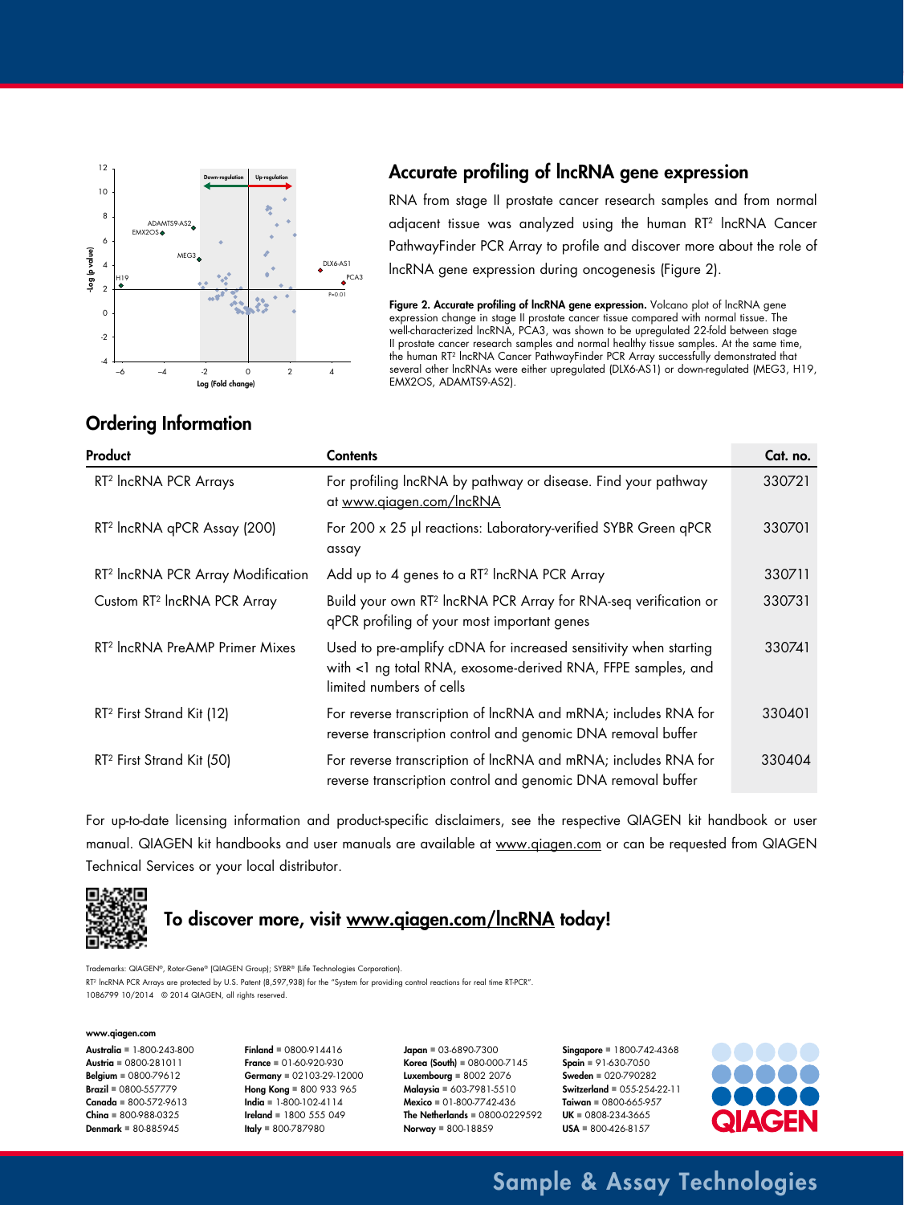12
10
8
6
4
2
0
-2
-4

-6 -4 -2 0 2 4

Down-regulation Up-regulation

ADAMTS9-AS2
EMX2OS
MEG3
H19
DLX6-AS1
PCA3
P=0.01

-Log (p value)
Log (Fold change)

## Accurate profiling of lncRNA gene expression

RNA from stage II prostate cancer research samples and from normal adjacent tissue was analyzed using the human RT² lncRNA Cancer PathwayFinder PCR Array to profile and discover more about the role of lncRNA gene expression during oncogenesis (Figure 2).

**Figure 2. Accurate profiling of lncRNA gene expression.** Volcano plot of lncRNA gene expression change in stage II prostate cancer tissue compared with normal tissue. The well-characterized lncRNA, PCA3, was shown to be upregulated 22-fold between stage II prostate cancer research samples and normal healthy tissue samples. At the same time, the human RT² lncRNA Cancer PathwayFinder PCR Array successfully demonstrated that several other lncRNAs were either upregulated (DLX6-AS1) or down-regulated (MEG3, H19, EMX2OS, ADAMTS9-AS2).

## Ordering Information

| Product | Contents | Cat. no. |
|---|---|---|
| RT² lncRNA PCR Arrays | For profiling lncRNA by pathway or disease. Find your pathway at www.qiagen.com/lncRNA | 330721 |
| RT² lncRNA qPCR Assay (200) | For 200 x 25 µl reactions: Laboratory-verified SYBR Green qPCR assay | 330701 |
| RT² lncRNA PCR Array Modification | Add up to 4 genes to a RT² lncRNA PCR Array | 330711 |
| Custom RT² lncRNA PCR Array | Build your own RT² lncRNA PCR Array for RNA-seq verification or qPCR profiling of your most important genes | 330731 |
| RT² lncRNA PreAMP Primer Mixes | Used to pre-amplify cDNA for increased sensitivity when starting with <1 ng total RNA, exosome-derived RNA, FFPE samples, and limited numbers of cells | 330741 |
| RT² First Strand Kit (12) | For reverse transcription of lncRNA and mRNA; includes RNA for reverse transcription control and genomic DNA removal buffer | 330401 |
| RT² First Strand Kit (50) | For reverse transcription of lncRNA and mRNA; includes RNA for reverse transcription control and genomic DNA removal buffer | 330404 |

For up-to-date licensing information and product-specific disclaimers, see the respective QIAGEN kit handbook or user manual. QIAGEN kit handbooks and user manuals are available at www.qiagen.com or can be requested from QIAGEN Technical Services or your local distributor.

## To discover more, visit www.qiagen.com/lncRNA today!

Trademarks: QIAGEN®, Rotor-Gene® (QIAGEN Group); SYBR® (Life Technologies Corporation).
RT² lncRNA PCR Arrays are protected by U.S. Patent (8,597,938) for the "System for providing control reactions for real time RT-PCR".
1086799 10/2014 © 2014 QIAGEN, all rights reserved.

www.qiagen.com

**Australia** ■ 1-800-243-800
**Austria** ■ 0800-281011
**Belgium** ■ 0800-79612
**Brazil** ■ 0800-557779
**Canada** ■ 800-572-9613
**China** ■ 800-988-0325
**Denmark** ■ 80-885945
**Finland** ■ 0800-914416
**France** ■ 01-60-920-930
**Germany** ■ 02103-29-12000
**Hong Kong** ■ 800 933 965
**India** ■ 1-800-102-4114
**Ireland** ■ 1800 555 049
**Italy** ■ 800-787980
**Japan** ■ 03-6890-7300
**Korea (South)** ■ 080-000-7145
**Luxembourg** ■ 8002 2076
**Malaysia** ■ 603-7981-5510
**Mexico** ■ 01-800-7742-436
**The Netherlands** ■ 0800-0229592
**Norway** ■ 800-18859
**Singapore** ■ 1800-742-4368
**Spain** ■ 91-630-7050
**Sweden** ■ 020-790282
**Switzerland** ■ 055-254-22-11
**Taiwan** ■ 0800-665-957
**UK** ■ 0808-234-3665
**USA** ■ 800-426-8157

QIAGEN

Sample & Assay Technologies